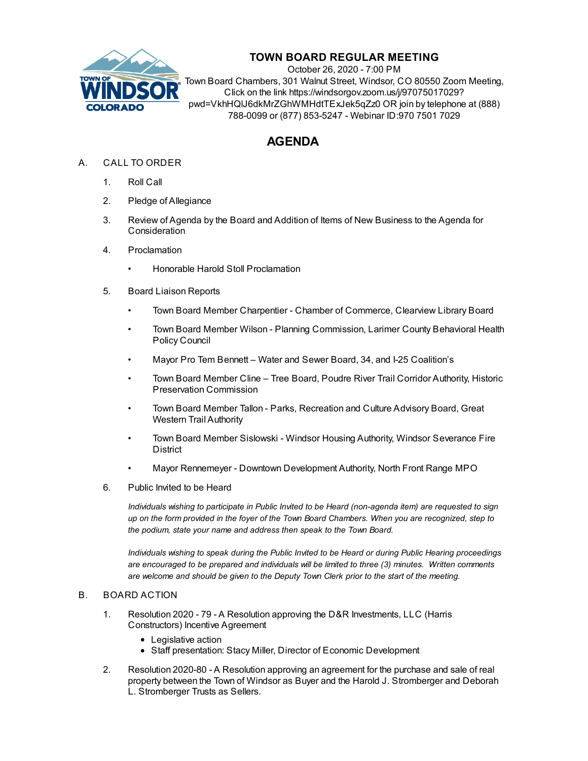# TOWN BOARD REGULAR MEETING

October 26, 2020 - 7:00 PM
Town Board Chambers, 301 Walnut Street, Windsor, CO 80550 Zoom Meeting, Click on the link https://windsorgov.zoom.us/j/97075017029?pwd=VkhHQlJ6dkMrZGhWMHdtTExJek5qZz0 OR join by telephone at (888) 788-0099 or (877) 853-5247 - Webinar ID:970 7501 7029

## AGENDA

A. CALL TO ORDER

1. Roll Call
2. Pledge of Allegiance
3. Review of Agenda by the Board and Addition of Items of New Business to the Agenda for Consideration
4. Proclamation
   - Honorable Harold Stoll Proclamation
5. Board Liaison Reports
   - Town Board Member Charpentier - Chamber of Commerce, Clearview Library Board
   - Town Board Member Wilson - Planning Commission, Larimer County Behavioral Health Policy Council
   - Mayor Pro Tem Bennett – Water and Sewer Board, 34, and I-25 Coalition's
   - Town Board Member Cline – Tree Board, Poudre River Trail Corridor Authority, Historic Preservation Commission
   - Town Board Member Tallon - Parks, Recreation and Culture Advisory Board, Great Western Trail Authority
   - Town Board Member Sislowski - Windsor Housing Authority, Windsor Severance Fire District
   - Mayor Rennemeyer - Downtown Development Authority, North Front Range MPO
6. Public Invited to be Heard

   *Individuals wishing to participate in Public Invited to be Heard (non-agenda item) are requested to sign up on the form provided in the foyer of the Town Board Chambers. When you are recognized, step to the podium, state your name and address then speak to the Town Board.*

   *Individuals wishing to speak during the Public Invited to be Heard or during Public Hearing proceedings are encouraged to be prepared and individuals will be limited to three (3) minutes. Written comments are welcome and should be given to the Deputy Town Clerk prior to the start of the meeting.*

B. BOARD ACTION

1. Resolution 2020 - 79 - A Resolution approving the D&R Investments, LLC (Harris Constructors) Incentive Agreement
   - Legislative action
   - Staff presentation: Stacy Miller, Director of Economic Development
2. Resolution 2020-80 - A Resolution approving an agreement for the purchase and sale of real property between the Town of Windsor as Buyer and the Harold J. Stromberger and Deborah L. Stromberger Trusts as Sellers.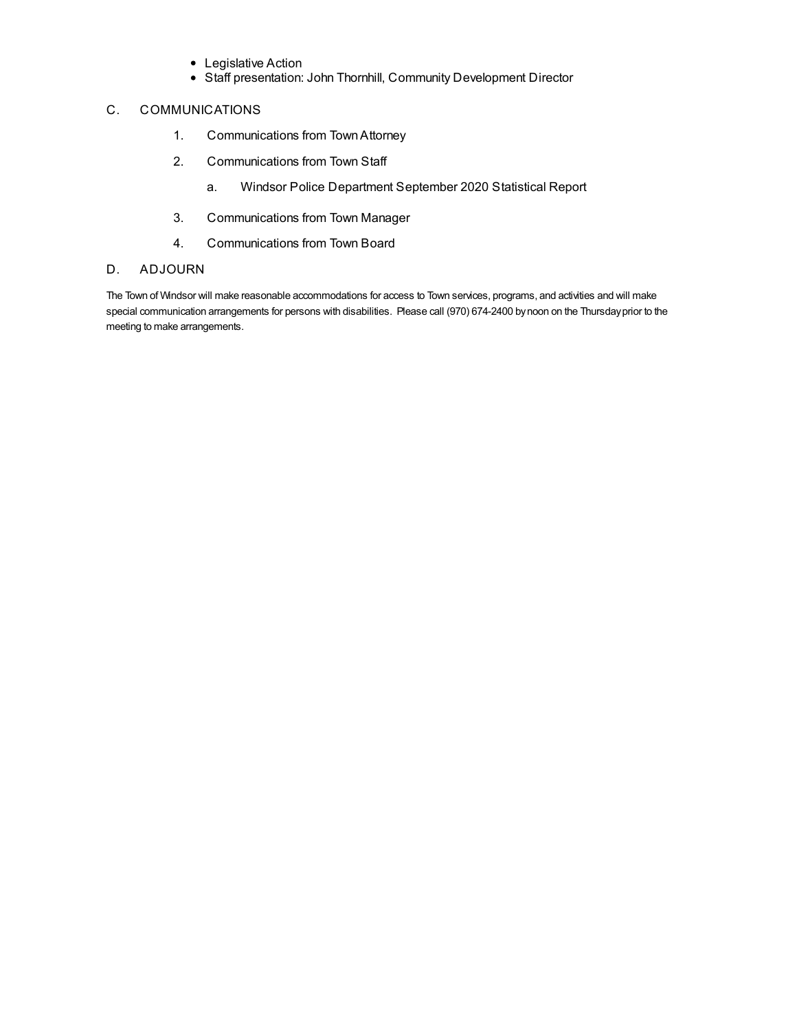- Legislative Action
- Staff presentation: John Thornhill, Community Development Director

C. COMMUNICATIONS

1. Communications from Town Attorney
2. Communications from Town Staff
   a. Windsor Police Department September 2020 Statistical Report
3. Communications from Town Manager
4. Communications from Town Board

D. ADJOURN

The Town of Windsor will make reasonable accommodations for access to Town services, programs, and activities and will make special communication arrangements for persons with disabilities. Please call (970) 674-2400 by noon on the Thursday prior to the meeting to make arrangements.